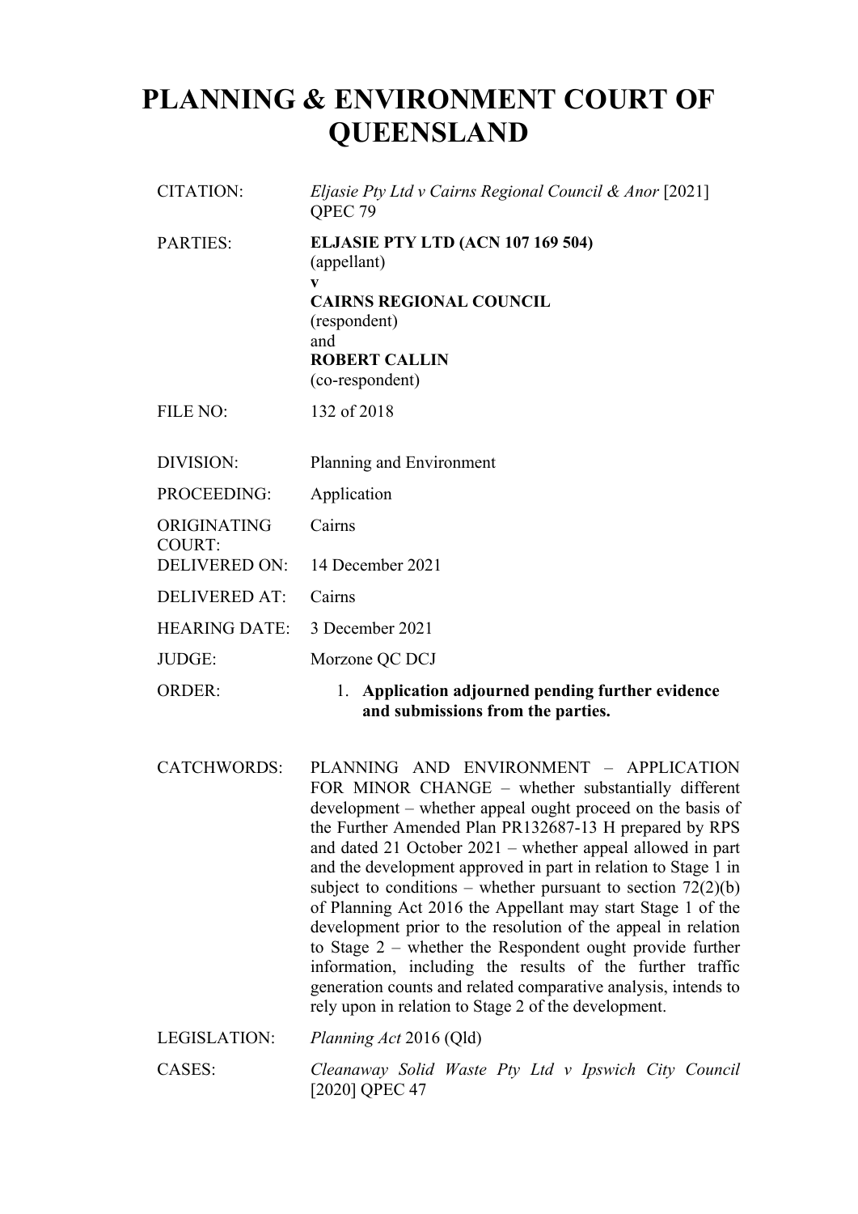# PLANNING & ENVIRONMENT COURT OF QUEENSLAND

| | |
|---|---|
| CITATION: | *Eljasie Pty Ltd v Cairns Regional Council & Anor* [2021] QPEC 79 |
| PARTIES: | **ELJASIE PTY LTD (ACN 107 169 504)**<br>(appellant)<br>**v**<br>**CAIRNS REGIONAL COUNCIL**<br>(respondent)<br>and<br>**ROBERT CALLIN**<br>(co-respondent) |
| FILE NO: | 132 of 2018 |
| DIVISION: | Planning and Environment |
| PROCEEDING: | Application |
| ORIGINATING COURT: | Cairns |
| DELIVERED ON: | 14 December 2021 |
| DELIVERED AT: | Cairns |
| HEARING DATE: | 3 December 2021 |
| JUDGE: | Morzone QC DCJ |
| ORDER: | 1. **Application adjourned pending further evidence and submissions from the parties.** |
| CATCHWORDS: | PLANNING AND ENVIRONMENT – APPLICATION FOR MINOR CHANGE – whether substantially different development – whether appeal ought proceed on the basis of the Further Amended Plan PR132687-13 H prepared by RPS and dated 21 October 2021 – whether appeal allowed in part and the development approved in part in relation to Stage 1 in subject to conditions – whether pursuant to section 72(2)(b) of Planning Act 2016 the Appellant may start Stage 1 of the development prior to the resolution of the appeal in relation to Stage 2 – whether the Respondent ought provide further information, including the results of the further traffic generation counts and related comparative analysis, intends to rely upon in relation to Stage 2 of the development. |
| LEGISLATION: | *Planning Act* 2016 (Qld) |
| CASES: | *Cleanaway Solid Waste Pty Ltd v Ipswich City Council* [2020] QPEC 47 |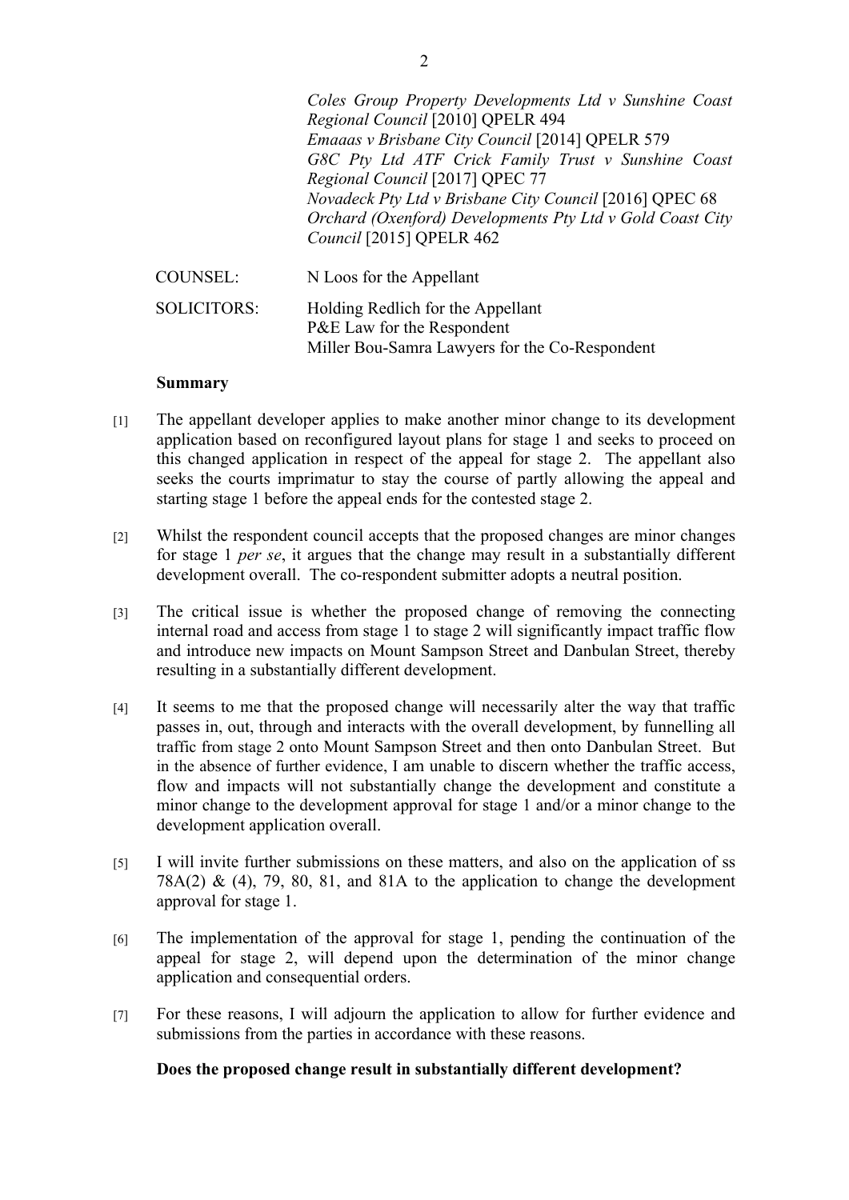*Coles Group Property Developments Ltd v Sunshine Coast Regional Council* [2010] QPELR 494
*Emaaas v Brisbane City Council* [2014] QPELR 579
*G8C Pty Ltd ATF Crick Family Trust v Sunshine Coast Regional Council* [2017] QPEC 77
*Novadeck Pty Ltd v Brisbane City Council* [2016] QPEC 68
*Orchard (Oxenford) Developments Pty Ltd v Gold Coast City Council* [2015] QPELR 462

COUNSEL: N Loos for the Appellant

SOLICITORS: Holding Redlich for the Appellant
P&E Law for the Respondent
Miller Bou-Samra Lawyers for the Co-Respondent

**Summary**

[1] The appellant developer applies to make another minor change to its development application based on reconfigured layout plans for stage 1 and seeks to proceed on this changed application in respect of the appeal for stage 2. The appellant also seeks the courts imprimatur to stay the course of partly allowing the appeal and starting stage 1 before the appeal ends for the contested stage 2.

[2] Whilst the respondent council accepts that the proposed changes are minor changes for stage 1 *per se*, it argues that the change may result in a substantially different development overall. The co-respondent submitter adopts a neutral position.

[3] The critical issue is whether the proposed change of removing the connecting internal road and access from stage 1 to stage 2 will significantly impact traffic flow and introduce new impacts on Mount Sampson Street and Danbulan Street, thereby resulting in a substantially different development.

[4] It seems to me that the proposed change will necessarily alter the way that traffic passes in, out, through and interacts with the overall development, by funnelling all traffic from stage 2 onto Mount Sampson Street and then onto Danbulan Street. But in the absence of further evidence, I am unable to discern whether the traffic access, flow and impacts will not substantially change the development and constitute a minor change to the development approval for stage 1 and/or a minor change to the development application overall.

[5] I will invite further submissions on these matters, and also on the application of ss 78A(2) & (4), 79, 80, 81, and 81A to the application to change the development approval for stage 1.

[6] The implementation of the approval for stage 1, pending the continuation of the appeal for stage 2, will depend upon the determination of the minor change application and consequential orders.

[7] For these reasons, I will adjourn the application to allow for further evidence and submissions from the parties in accordance with these reasons.

**Does the proposed change result in substantially different development?**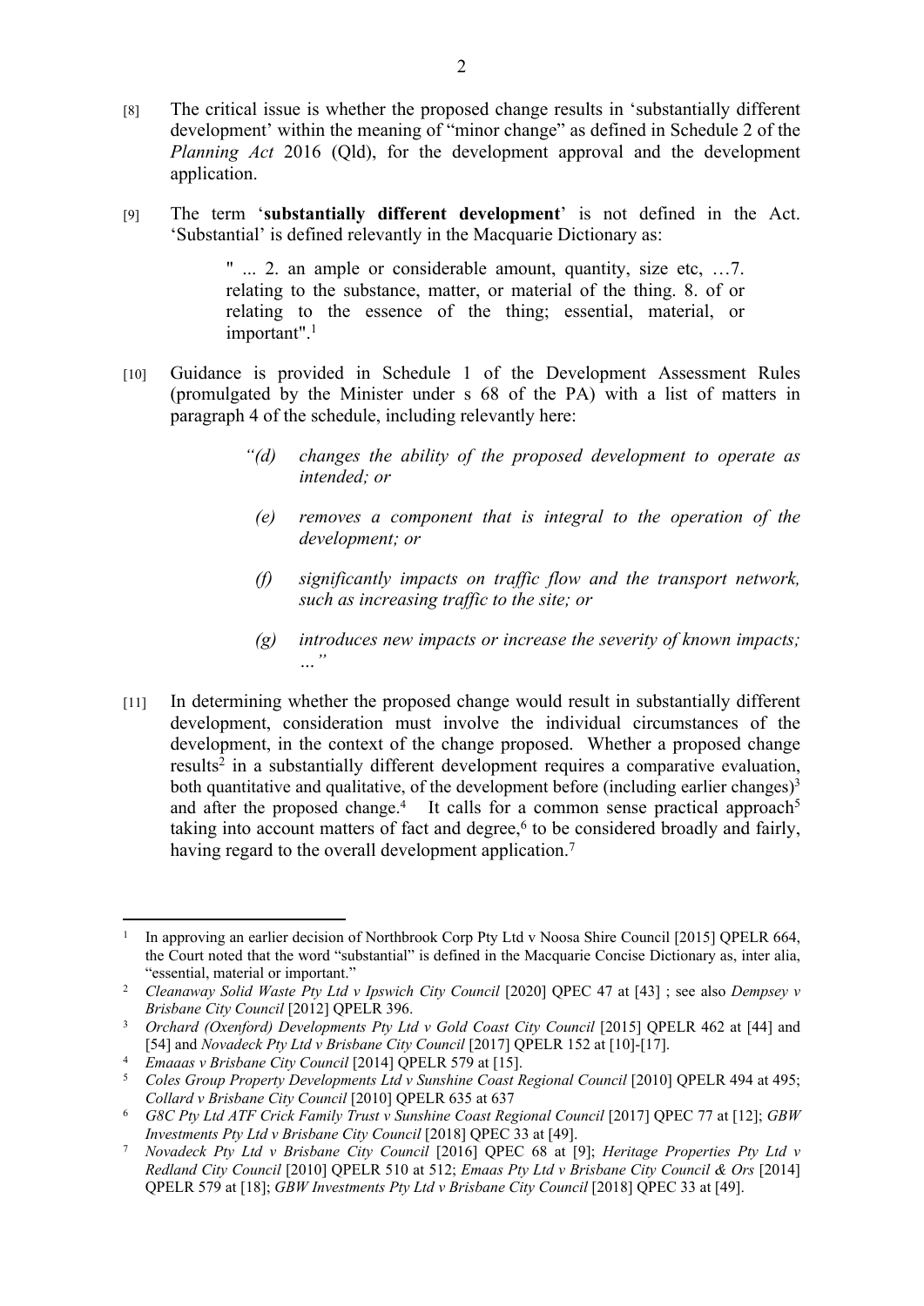[8] The critical issue is whether the proposed change results in 'substantially different development' within the meaning of "minor change" as defined in Schedule 2 of the *Planning Act* 2016 (Qld), for the development approval and the development application.

[9] The term '**substantially different development**' is not defined in the Act. 'Substantial' is defined relevantly in the Macquarie Dictionary as:

> " ... 2. an ample or considerable amount, quantity, size etc, …7. relating to the substance, matter, or material of the thing. 8. of or relating to the essence of the thing; essential, material, or important".[1]

[10] Guidance is provided in Schedule 1 of the Development Assessment Rules (promulgated by the Minister under s 68 of the PA) with a list of matters in paragraph 4 of the schedule, including relevantly here:

> *"(d) changes the ability of the proposed development to operate as intended; or*
>
> *(e) removes a component that is integral to the operation of the development; or*
>
> *(f) significantly impacts on traffic flow and the transport network, such as increasing traffic to the site; or*
>
> *(g) introduces new impacts or increase the severity of known impacts; …"*

[11] In determining whether the proposed change would result in substantially different development, consideration must involve the individual circumstances of the development, in the context of the change proposed. Whether a proposed change results[2] in a substantially different development requires a comparative evaluation, both quantitative and qualitative, of the development before (including earlier changes)[3] and after the proposed change.[4] It calls for a common sense practical approach[5] taking into account matters of fact and degree,[6] to be considered broadly and fairly, having regard to the overall development application.[7]

---

[1] In approving an earlier decision of Northbrook Corp Pty Ltd v Noosa Shire Council [2015] QPELR 664, the Court noted that the word "substantial" is defined in the Macquarie Concise Dictionary as, inter alia, "essential, material or important."

[2] *Cleanaway Solid Waste Pty Ltd v Ipswich City Council* [2020] QPEC 47 at [43] ; see also *Dempsey v Brisbane City Council* [2012] QPELR 396.

[3] *Orchard (Oxenford) Developments Pty Ltd v Gold Coast City Council* [2015] QPELR 462 at [44] and [54] and *Novadeck Pty Ltd v Brisbane City Council* [2017] QPELR 152 at [10]-[17].

[4] *Emaaas v Brisbane City Council* [2014] QPELR 579 at [15].

[5] *Coles Group Property Developments Ltd v Sunshine Coast Regional Council* [2010] QPELR 494 at 495; *Collard v Brisbane City Council* [2010] QPELR 635 at 637

[6] *G8C Pty Ltd ATF Crick Family Trust v Sunshine Coast Regional Council* [2017] QPEC 77 at [12]; *GBW Investments Pty Ltd v Brisbane City Council* [2018] QPEC 33 at [49].

[7] *Novadeck Pty Ltd v Brisbane City Council* [2016] QPEC 68 at [9]; *Heritage Properties Pty Ltd v Redland City Council* [2010] QPELR 510 at 512; *Emaas Pty Ltd v Brisbane City Council & Ors* [2014] QPELR 579 at [18]; *GBW Investments Pty Ltd v Brisbane City Council* [2018] QPEC 33 at [49].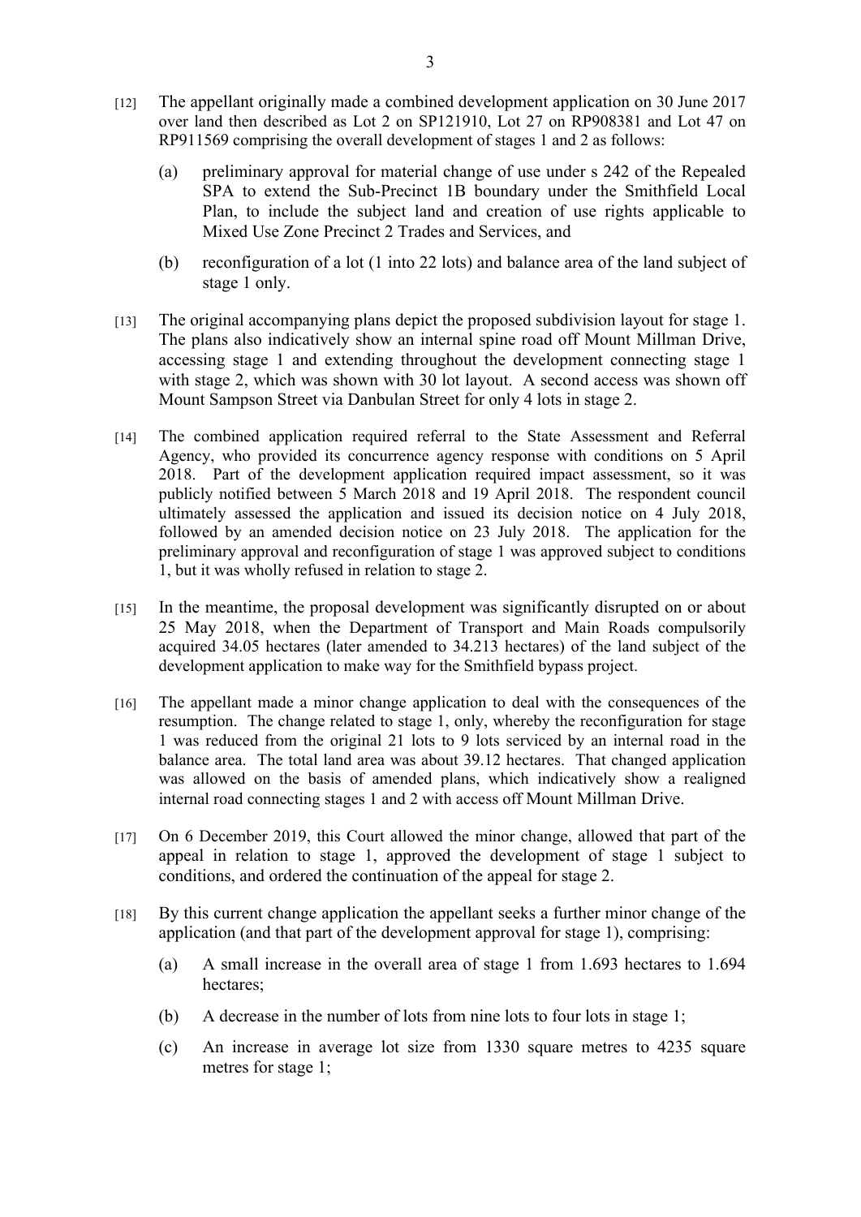[12] The appellant originally made a combined development application on 30 June 2017 over land then described as Lot 2 on SP121910, Lot 27 on RP908381 and Lot 47 on RP911569 comprising the overall development of stages 1 and 2 as follows:

(a) preliminary approval for material change of use under s 242 of the Repealed SPA to extend the Sub-Precinct 1B boundary under the Smithfield Local Plan, to include the subject land and creation of use rights applicable to Mixed Use Zone Precinct 2 Trades and Services, and

(b) reconfiguration of a lot (1 into 22 lots) and balance area of the land subject of stage 1 only.

[13] The original accompanying plans depict the proposed subdivision layout for stage 1. The plans also indicatively show an internal spine road off Mount Millman Drive, accessing stage 1 and extending throughout the development connecting stage 1 with stage 2, which was shown with 30 lot layout. A second access was shown off Mount Sampson Street via Danbulan Street for only 4 lots in stage 2.

[14] The combined application required referral to the State Assessment and Referral Agency, who provided its concurrence agency response with conditions on 5 April 2018. Part of the development application required impact assessment, so it was publicly notified between 5 March 2018 and 19 April 2018. The respondent council ultimately assessed the application and issued its decision notice on 4 July 2018, followed by an amended decision notice on 23 July 2018. The application for the preliminary approval and reconfiguration of stage 1 was approved subject to conditions 1, but it was wholly refused in relation to stage 2.

[15] In the meantime, the proposal development was significantly disrupted on or about 25 May 2018, when the Department of Transport and Main Roads compulsorily acquired 34.05 hectares (later amended to 34.213 hectares) of the land subject of the development application to make way for the Smithfield bypass project.

[16] The appellant made a minor change application to deal with the consequences of the resumption. The change related to stage 1, only, whereby the reconfiguration for stage 1 was reduced from the original 21 lots to 9 lots serviced by an internal road in the balance area. The total land area was about 39.12 hectares. That changed application was allowed on the basis of amended plans, which indicatively show a realigned internal road connecting stages 1 and 2 with access off Mount Millman Drive.

[17] On 6 December 2019, this Court allowed the minor change, allowed that part of the appeal in relation to stage 1, approved the development of stage 1 subject to conditions, and ordered the continuation of the appeal for stage 2.

[18] By this current change application the appellant seeks a further minor change of the application (and that part of the development approval for stage 1), comprising:

(a) A small increase in the overall area of stage 1 from 1.693 hectares to 1.694 hectares;

(b) A decrease in the number of lots from nine lots to four lots in stage 1;

(c) An increase in average lot size from 1330 square metres to 4235 square metres for stage 1;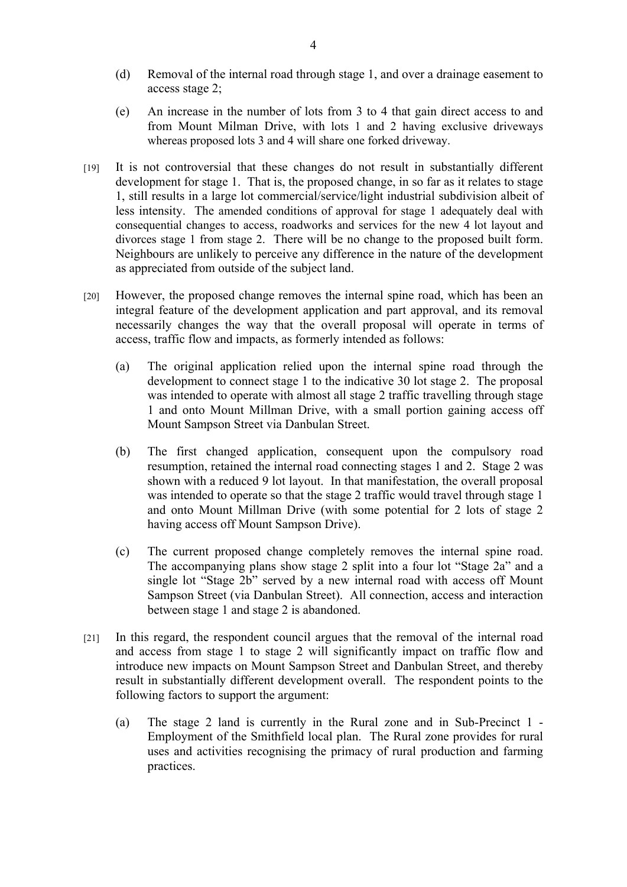(d) Removal of the internal road through stage 1, and over a drainage easement to access stage 2;

(e) An increase in the number of lots from 3 to 4 that gain direct access to and from Mount Milman Drive, with lots 1 and 2 having exclusive driveways whereas proposed lots 3 and 4 will share one forked driveway.

[19] It is not controversial that these changes do not result in substantially different development for stage 1. That is, the proposed change, in so far as it relates to stage 1, still results in a large lot commercial/service/light industrial subdivision albeit of less intensity. The amended conditions of approval for stage 1 adequately deal with consequential changes to access, roadworks and services for the new 4 lot layout and divorces stage 1 from stage 2. There will be no change to the proposed built form. Neighbours are unlikely to perceive any difference in the nature of the development as appreciated from outside of the subject land.

[20] However, the proposed change removes the internal spine road, which has been an integral feature of the development application and part approval, and its removal necessarily changes the way that the overall proposal will operate in terms of access, traffic flow and impacts, as formerly intended as follows:

(a) The original application relied upon the internal spine road through the development to connect stage 1 to the indicative 30 lot stage 2. The proposal was intended to operate with almost all stage 2 traffic travelling through stage 1 and onto Mount Millman Drive, with a small portion gaining access off Mount Sampson Street via Danbulan Street.

(b) The first changed application, consequent upon the compulsory road resumption, retained the internal road connecting stages 1 and 2. Stage 2 was shown with a reduced 9 lot layout. In that manifestation, the overall proposal was intended to operate so that the stage 2 traffic would travel through stage 1 and onto Mount Millman Drive (with some potential for 2 lots of stage 2 having access off Mount Sampson Drive).

(c) The current proposed change completely removes the internal spine road. The accompanying plans show stage 2 split into a four lot "Stage 2a" and a single lot "Stage 2b" served by a new internal road with access off Mount Sampson Street (via Danbulan Street). All connection, access and interaction between stage 1 and stage 2 is abandoned.

[21] In this regard, the respondent council argues that the removal of the internal road and access from stage 1 to stage 2 will significantly impact on traffic flow and introduce new impacts on Mount Sampson Street and Danbulan Street, and thereby result in substantially different development overall. The respondent points to the following factors to support the argument:

(a) The stage 2 land is currently in the Rural zone and in Sub-Precinct 1 - Employment of the Smithfield local plan. The Rural zone provides for rural uses and activities recognising the primacy of rural production and farming practices.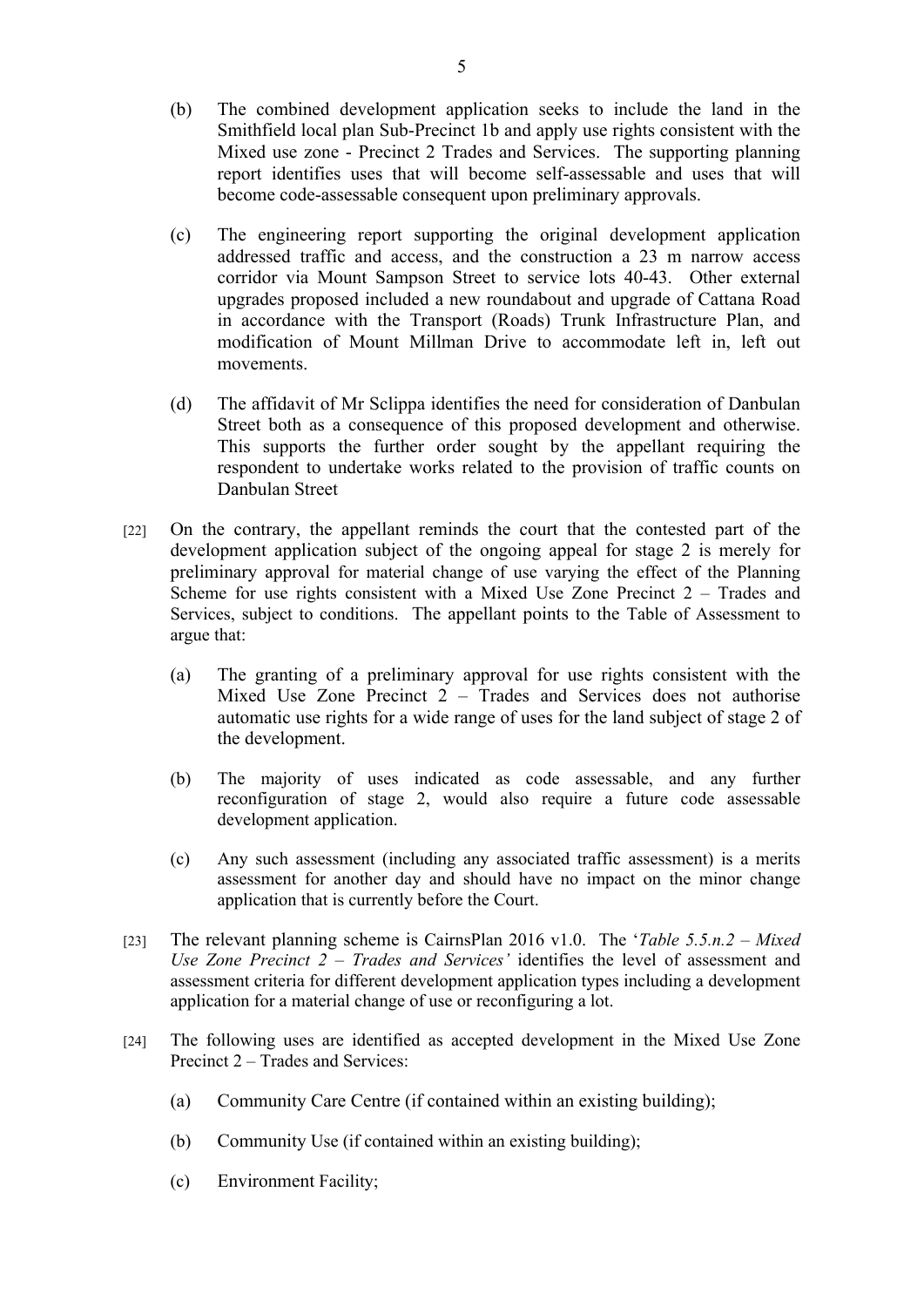(b) The combined development application seeks to include the land in the Smithfield local plan Sub-Precinct 1b and apply use rights consistent with the Mixed use zone - Precinct 2 Trades and Services. The supporting planning report identifies uses that will become self-assessable and uses that will become code-assessable consequent upon preliminary approvals.

(c) The engineering report supporting the original development application addressed traffic and access, and the construction a 23 m narrow access corridor via Mount Sampson Street to service lots 40-43. Other external upgrades proposed included a new roundabout and upgrade of Cattana Road in accordance with the Transport (Roads) Trunk Infrastructure Plan, and modification of Mount Millman Drive to accommodate left in, left out movements.

(d) The affidavit of Mr Sclippa identifies the need for consideration of Danbulan Street both as a consequence of this proposed development and otherwise. This supports the further order sought by the appellant requiring the respondent to undertake works related to the provision of traffic counts on Danbulan Street

[22] On the contrary, the appellant reminds the court that the contested part of the development application subject of the ongoing appeal for stage 2 is merely for preliminary approval for material change of use varying the effect of the Planning Scheme for use rights consistent with a Mixed Use Zone Precinct 2 – Trades and Services, subject to conditions. The appellant points to the Table of Assessment to argue that:

(a) The granting of a preliminary approval for use rights consistent with the Mixed Use Zone Precinct 2 – Trades and Services does not authorise automatic use rights for a wide range of uses for the land subject of stage 2 of the development.

(b) The majority of uses indicated as code assessable, and any further reconfiguration of stage 2, would also require a future code assessable development application.

(c) Any such assessment (including any associated traffic assessment) is a merits assessment for another day and should have no impact on the minor change application that is currently before the Court.

[23] The relevant planning scheme is CairnsPlan 2016 v1.0. The '*Table 5.5.n.2 – Mixed Use Zone Precinct 2 – Trades and Services*' identifies the level of assessment and assessment criteria for different development application types including a development application for a material change of use or reconfiguring a lot.

[24] The following uses are identified as accepted development in the Mixed Use Zone Precinct 2 – Trades and Services:

(a) Community Care Centre (if contained within an existing building);

(b) Community Use (if contained within an existing building);

(c) Environment Facility;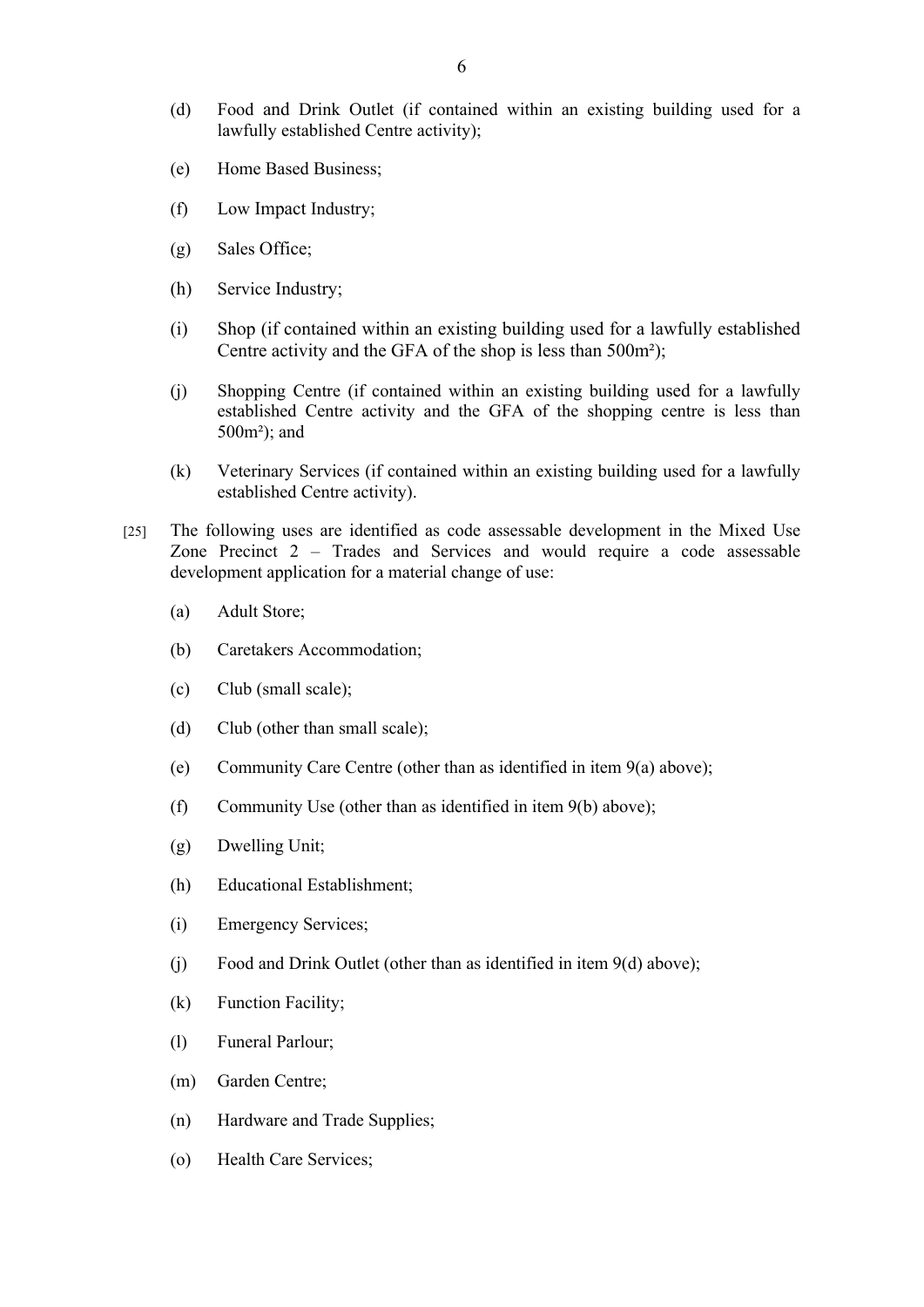(d) Food and Drink Outlet (if contained within an existing building used for a lawfully established Centre activity);

(e) Home Based Business;

(f) Low Impact Industry;

(g) Sales Office;

(h) Service Industry;

(i) Shop (if contained within an existing building used for a lawfully established Centre activity and the GFA of the shop is less than 500m²);

(j) Shopping Centre (if contained within an existing building used for a lawfully established Centre activity and the GFA of the shopping centre is less than 500m²); and

(k) Veterinary Services (if contained within an existing building used for a lawfully established Centre activity).

[25] The following uses are identified as code assessable development in the Mixed Use Zone Precinct 2 – Trades and Services and would require a code assessable development application for a material change of use:

(a) Adult Store;

(b) Caretakers Accommodation;

(c) Club (small scale);

(d) Club (other than small scale);

(e) Community Care Centre (other than as identified in item 9(a) above);

(f) Community Use (other than as identified in item 9(b) above);

(g) Dwelling Unit;

(h) Educational Establishment;

(i) Emergency Services;

(j) Food and Drink Outlet (other than as identified in item 9(d) above);

(k) Function Facility;

(l) Funeral Parlour;

(m) Garden Centre;

(n) Hardware and Trade Supplies;

(o) Health Care Services;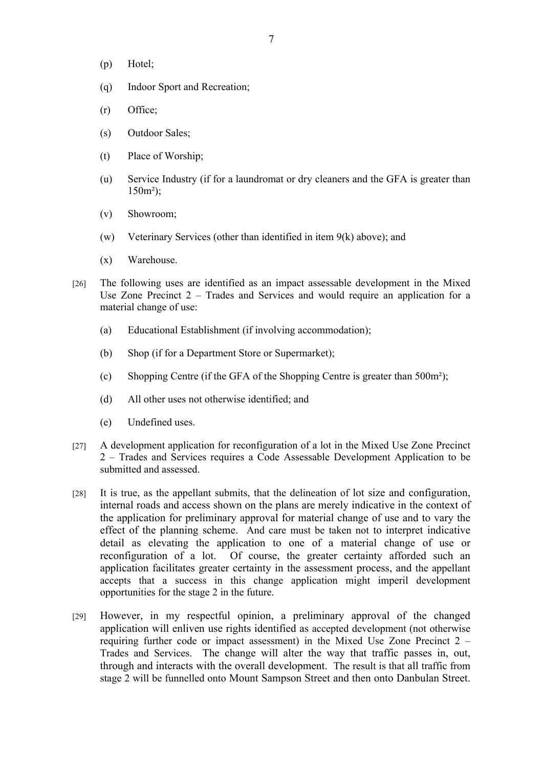(p) Hotel;

(q) Indoor Sport and Recreation;

(r) Office;

(s) Outdoor Sales;

(t) Place of Worship;

(u) Service Industry (if for a laundromat or dry cleaners and the GFA is greater than 150m²);

(v) Showroom;

(w) Veterinary Services (other than identified in item 9(k) above); and

(x) Warehouse.

[26] The following uses are identified as an impact assessable development in the Mixed Use Zone Precinct 2 – Trades and Services and would require an application for a material change of use:

(a) Educational Establishment (if involving accommodation);

(b) Shop (if for a Department Store or Supermarket);

(c) Shopping Centre (if the GFA of the Shopping Centre is greater than 500m²);

(d) All other uses not otherwise identified; and

(e) Undefined uses.

[27] A development application for reconfiguration of a lot in the Mixed Use Zone Precinct 2 – Trades and Services requires a Code Assessable Development Application to be submitted and assessed.

[28] It is true, as the appellant submits, that the delineation of lot size and configuration, internal roads and access shown on the plans are merely indicative in the context of the application for preliminary approval for material change of use and to vary the effect of the planning scheme. And care must be taken not to interpret indicative detail as elevating the application to one of a material change of use or reconfiguration of a lot. Of course, the greater certainty afforded such an application facilitates greater certainty in the assessment process, and the appellant accepts that a success in this change application might imperil development opportunities for the stage 2 in the future.

[29] However, in my respectful opinion, a preliminary approval of the changed application will enliven use rights identified as accepted development (not otherwise requiring further code or impact assessment) in the Mixed Use Zone Precinct 2 – Trades and Services. The change will alter the way that traffic passes in, out, through and interacts with the overall development. The result is that all traffic from stage 2 will be funnelled onto Mount Sampson Street and then onto Danbulan Street.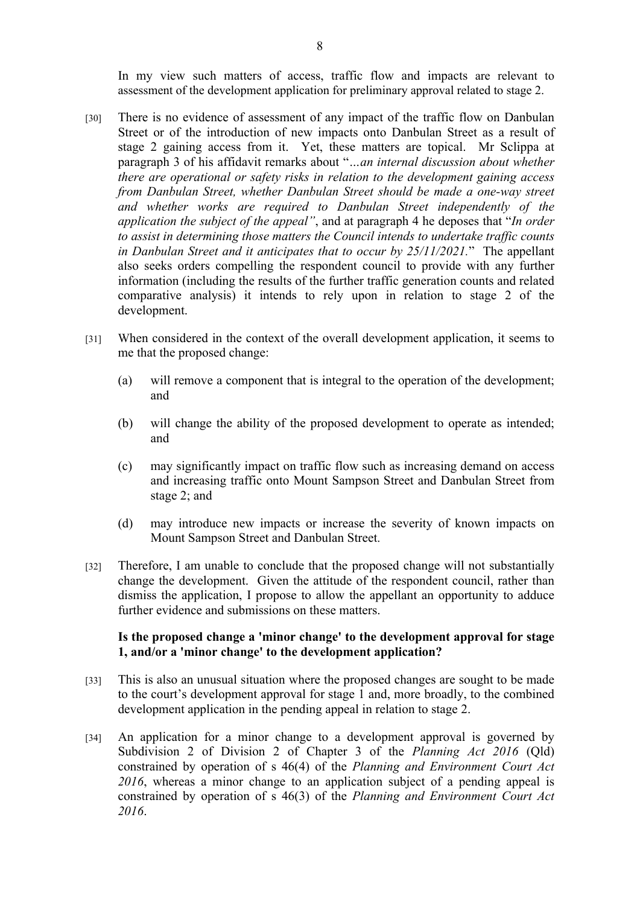In my view such matters of access, traffic flow and impacts are relevant to assessment of the development application for preliminary approval related to stage 2.

[30] There is no evidence of assessment of any impact of the traffic flow on Danbulan Street or of the introduction of new impacts onto Danbulan Street as a result of stage 2 gaining access from it. Yet, these matters are topical. Mr Sclippa at paragraph 3 of his affidavit remarks about "*…an internal discussion about whether there are operational or safety risks in relation to the development gaining access from Danbulan Street, whether Danbulan Street should be made a one-way street and whether works are required to Danbulan Street independently of the application the subject of the appeal*", and at paragraph 4 he deposes that "*In order to assist in determining those matters the Council intends to undertake traffic counts in Danbulan Street and it anticipates that to occur by 25/11/2021.*" The appellant also seeks orders compelling the respondent council to provide with any further information (including the results of the further traffic generation counts and related comparative analysis) it intends to rely upon in relation to stage 2 of the development.

[31] When considered in the context of the overall development application, it seems to me that the proposed change:

(a) will remove a component that is integral to the operation of the development; and

(b) will change the ability of the proposed development to operate as intended; and

(c) may significantly impact on traffic flow such as increasing demand on access and increasing traffic onto Mount Sampson Street and Danbulan Street from stage 2; and

(d) may introduce new impacts or increase the severity of known impacts on Mount Sampson Street and Danbulan Street.

[32] Therefore, I am unable to conclude that the proposed change will not substantially change the development. Given the attitude of the respondent council, rather than dismiss the application, I propose to allow the appellant an opportunity to adduce further evidence and submissions on these matters.

### Is the proposed change a 'minor change' to the development approval for stage 1, and/or a 'minor change' to the development application?

[33] This is also an unusual situation where the proposed changes are sought to be made to the court's development approval for stage 1 and, more broadly, to the combined development application in the pending appeal in relation to stage 2.

[34] An application for a minor change to a development approval is governed by Subdivision 2 of Division 2 of Chapter 3 of the *Planning Act 2016* (Qld) constrained by operation of s 46(4) of the *Planning and Environment Court Act 2016*, whereas a minor change to an application subject of a pending appeal is constrained by operation of s 46(3) of the *Planning and Environment Court Act 2016*.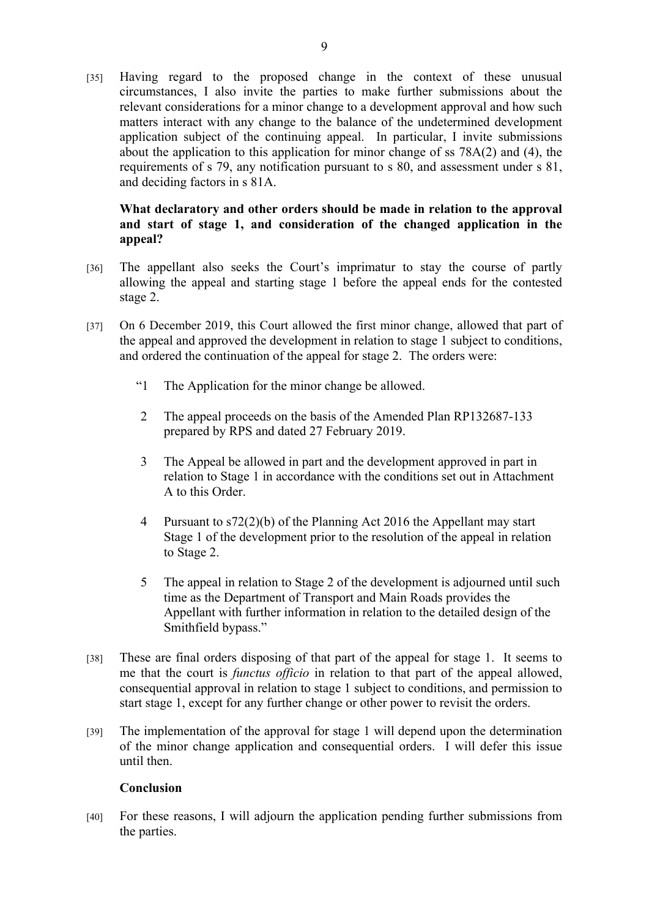[35] Having regard to the proposed change in the context of these unusual circumstances, I also invite the parties to make further submissions about the relevant considerations for a minor change to a development approval and how such matters interact with any change to the balance of the undetermined development application subject of the continuing appeal. In particular, I invite submissions about the application to this application for minor change of ss 78A(2) and (4), the requirements of s 79, any notification pursuant to s 80, and assessment under s 81, and deciding factors in s 81A.

### What declaratory and other orders should be made in relation to the approval and start of stage 1, and consideration of the changed application in the appeal?

[36] The appellant also seeks the Court's imprimatur to stay the course of partly allowing the appeal and starting stage 1 before the appeal ends for the contested stage 2.

[37] On 6 December 2019, this Court allowed the first minor change, allowed that part of the appeal and approved the development in relation to stage 1 subject to conditions, and ordered the continuation of the appeal for stage 2. The orders were:

> "1 The Application for the minor change be allowed.
>
> 2 The appeal proceeds on the basis of the Amended Plan RP132687-133 prepared by RPS and dated 27 February 2019.
>
> 3 The Appeal be allowed in part and the development approved in part in relation to Stage 1 in accordance with the conditions set out in Attachment A to this Order.
>
> 4 Pursuant to s72(2)(b) of the Planning Act 2016 the Appellant may start Stage 1 of the development prior to the resolution of the appeal in relation to Stage 2.
>
> 5 The appeal in relation to Stage 2 of the development is adjourned until such time as the Department of Transport and Main Roads provides the Appellant with further information in relation to the detailed design of the Smithfield bypass."

[38] These are final orders disposing of that part of the appeal for stage 1. It seems to me that the court is *functus officio* in relation to that part of the appeal allowed, consequential approval in relation to stage 1 subject to conditions, and permission to start stage 1, except for any further change or other power to revisit the orders.

[39] The implementation of the approval for stage 1 will depend upon the determination of the minor change application and consequential orders. I will defer this issue until then.

### Conclusion

[40] For these reasons, I will adjourn the application pending further submissions from the parties.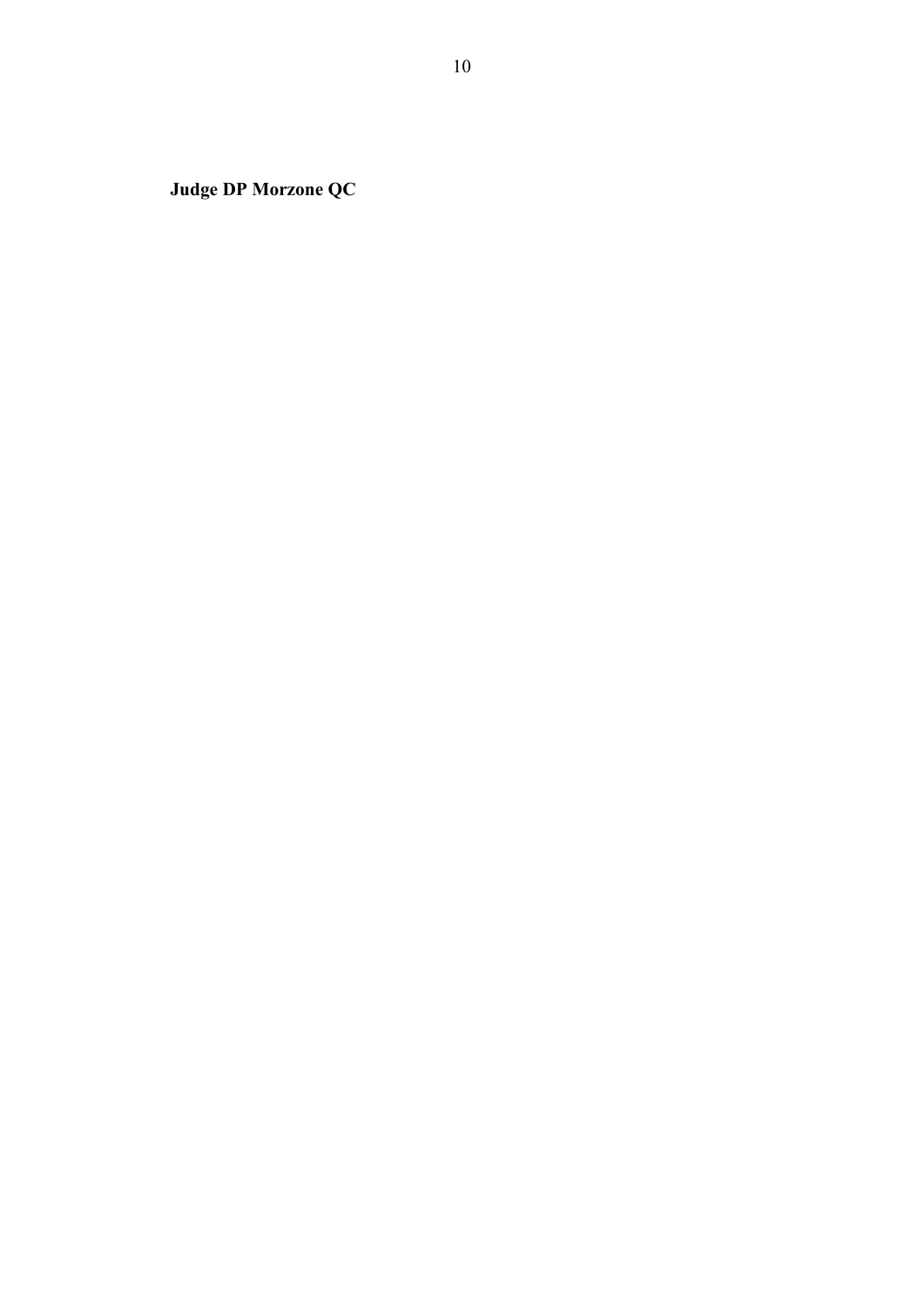**Judge DP Morzone QC**